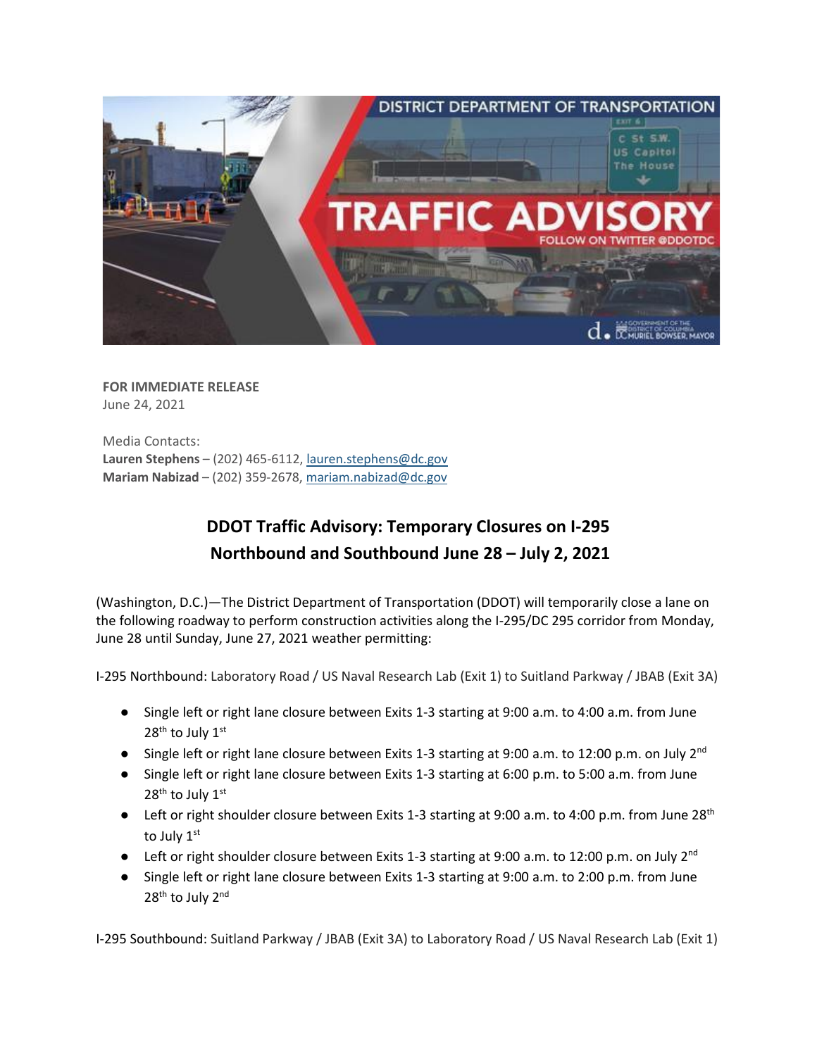**FOR IMMEDIATE RELEASE**
June 24, 2021

Media Contacts:
**Lauren Stephens** – (202) 465-6112, lauren.stephens@dc.gov
**Mariam Nabizad** – (202) 359-2678, mariam.nabizad@dc.gov

## DDOT Traffic Advisory: Temporary Closures on I-295 Northbound and Southbound June 28 – July 2, 2021

(Washington, D.C.)—The District Department of Transportation (DDOT) will temporarily close a lane on the following roadway to perform construction activities along the I-295/DC 295 corridor from Monday, June 28 until Sunday, June 27, 2021 weather permitting:

I-295 Northbound: Laboratory Road / US Naval Research Lab (Exit 1) to Suitland Parkway / JBAB (Exit 3A)

- Single left or right lane closure between Exits 1-3 starting at 9:00 a.m. to 4:00 a.m. from June 28th to July 1st
- Single left or right lane closure between Exits 1-3 starting at 9:00 a.m. to 12:00 p.m. on July 2nd
- Single left or right lane closure between Exits 1-3 starting at 6:00 p.m. to 5:00 a.m. from June 28th to July 1st
- Left or right shoulder closure between Exits 1-3 starting at 9:00 a.m. to 4:00 p.m. from June 28th to July 1st
- Left or right shoulder closure between Exits 1-3 starting at 9:00 a.m. to 12:00 p.m. on July 2nd
- Single left or right lane closure between Exits 1-3 starting at 9:00 a.m. to 2:00 p.m. from June 28th to July 2nd

I-295 Southbound: Suitland Parkway / JBAB (Exit 3A) to Laboratory Road / US Naval Research Lab (Exit 1)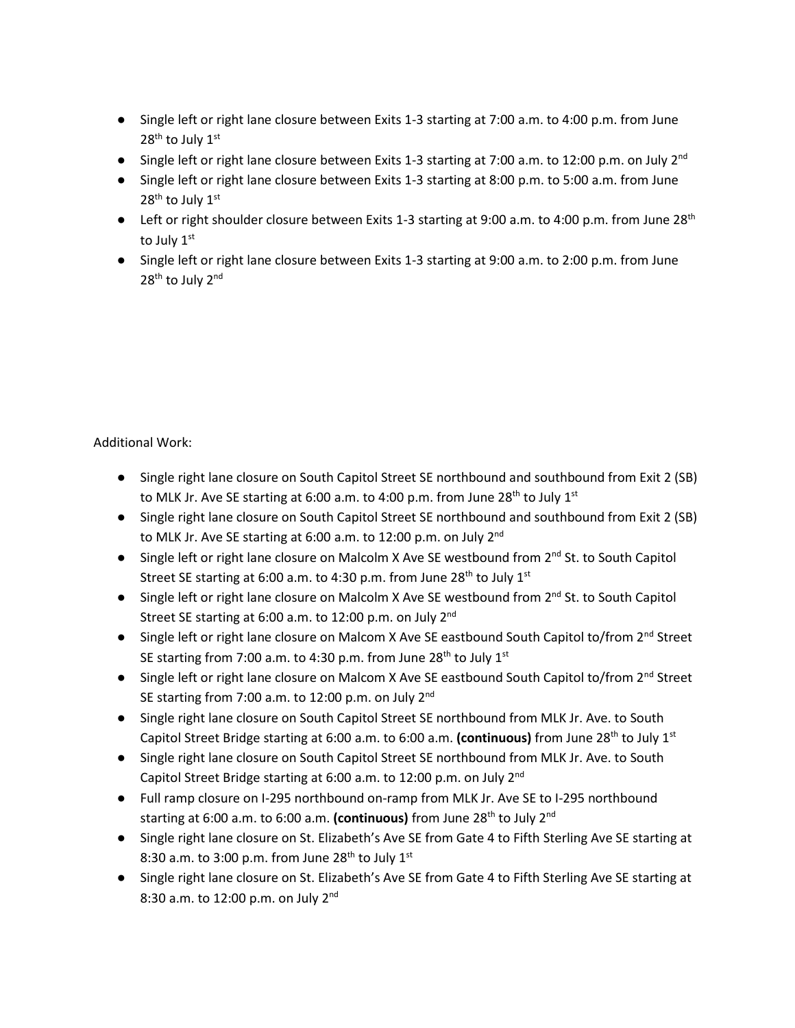- Single left or right lane closure between Exits 1-3 starting at 7:00 a.m. to 4:00 p.m. from June 28th to July 1st
- Single left or right lane closure between Exits 1-3 starting at 7:00 a.m. to 12:00 p.m. on July 2nd
- Single left or right lane closure between Exits 1-3 starting at 8:00 p.m. to 5:00 a.m. from June 28th to July 1st
- Left or right shoulder closure between Exits 1-3 starting at 9:00 a.m. to 4:00 p.m. from June 28th to July 1st
- Single left or right lane closure between Exits 1-3 starting at 9:00 a.m. to 2:00 p.m. from June 28th to July 2nd

Additional Work:

- Single right lane closure on South Capitol Street SE northbound and southbound from Exit 2 (SB) to MLK Jr. Ave SE starting at 6:00 a.m. to 4:00 p.m. from June 28th to July 1st
- Single right lane closure on South Capitol Street SE northbound and southbound from Exit 2 (SB) to MLK Jr. Ave SE starting at 6:00 a.m. to 12:00 p.m. on July 2nd
- Single left or right lane closure on Malcolm X Ave SE westbound from 2nd St. to South Capitol Street SE starting at 6:00 a.m. to 4:30 p.m. from June 28th to July 1st
- Single left or right lane closure on Malcolm X Ave SE westbound from 2nd St. to South Capitol Street SE starting at 6:00 a.m. to 12:00 p.m. on July 2nd
- Single left or right lane closure on Malcom X Ave SE eastbound South Capitol to/from 2nd Street SE starting from 7:00 a.m. to 4:30 p.m. from June 28th to July 1st
- Single left or right lane closure on Malcom X Ave SE eastbound South Capitol to/from 2nd Street SE starting from 7:00 a.m. to 12:00 p.m. on July 2nd
- Single right lane closure on South Capitol Street SE northbound from MLK Jr. Ave. to South Capitol Street Bridge starting at 6:00 a.m. to 6:00 a.m. **(continuous)** from June 28th to July 1st
- Single right lane closure on South Capitol Street SE northbound from MLK Jr. Ave. to South Capitol Street Bridge starting at 6:00 a.m. to 12:00 p.m. on July 2nd
- Full ramp closure on I-295 northbound on-ramp from MLK Jr. Ave SE to I-295 northbound starting at 6:00 a.m. to 6:00 a.m. **(continuous)** from June 28th to July 2nd
- Single right lane closure on St. Elizabeth's Ave SE from Gate 4 to Fifth Sterling Ave SE starting at 8:30 a.m. to 3:00 p.m. from June 28th to July 1st
- Single right lane closure on St. Elizabeth's Ave SE from Gate 4 to Fifth Sterling Ave SE starting at 8:30 a.m. to 12:00 p.m. on July 2nd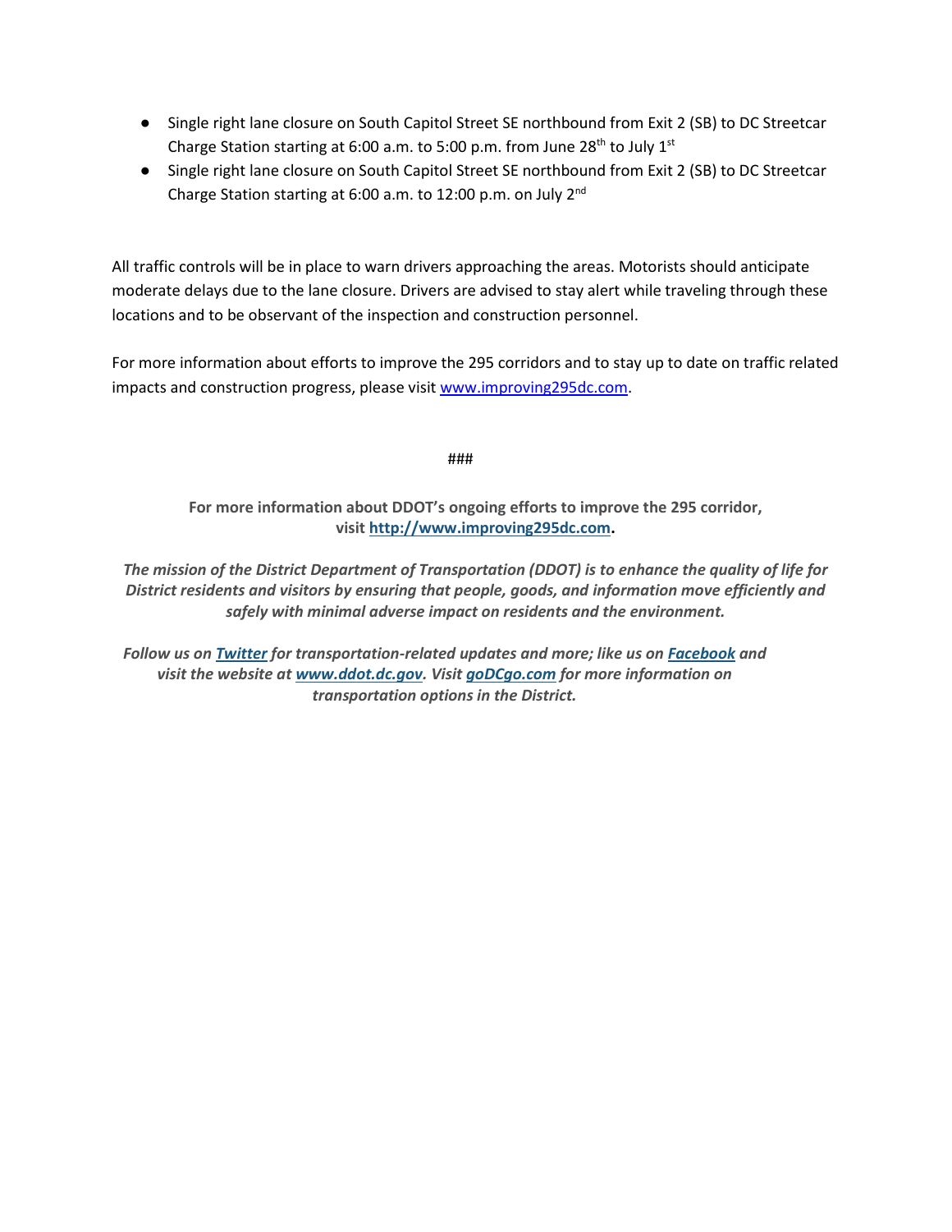- Single right lane closure on South Capitol Street SE northbound from Exit 2 (SB) to DC Streetcar Charge Station starting at 6:00 a.m. to 5:00 p.m. from June 28th to July 1st
- Single right lane closure on South Capitol Street SE northbound from Exit 2 (SB) to DC Streetcar Charge Station starting at 6:00 a.m. to 12:00 p.m. on July 2nd

All traffic controls will be in place to warn drivers approaching the areas. Motorists should anticipate moderate delays due to the lane closure. Drivers are advised to stay alert while traveling through these locations and to be observant of the inspection and construction personnel.

For more information about efforts to improve the 295 corridors and to stay up to date on traffic related impacts and construction progress, please visit [www.improving295dc.com](www.improving295dc.com).

###

**For more information about DDOT's ongoing efforts to improve the 295 corridor, visit [http://www.improving295dc.com](http://www.improving295dc.com).**

***The mission of the District Department of Transportation (DDOT) is to enhance the quality of life for District residents and visitors by ensuring that people, goods, and information move efficiently and safely with minimal adverse impact on residents and the environment.***

***Follow us on Twitter for transportation-related updates and more; like us on Facebook and visit the website at www.ddot.dc.gov. Visit goDCgo.com for more information on transportation options in the District.***